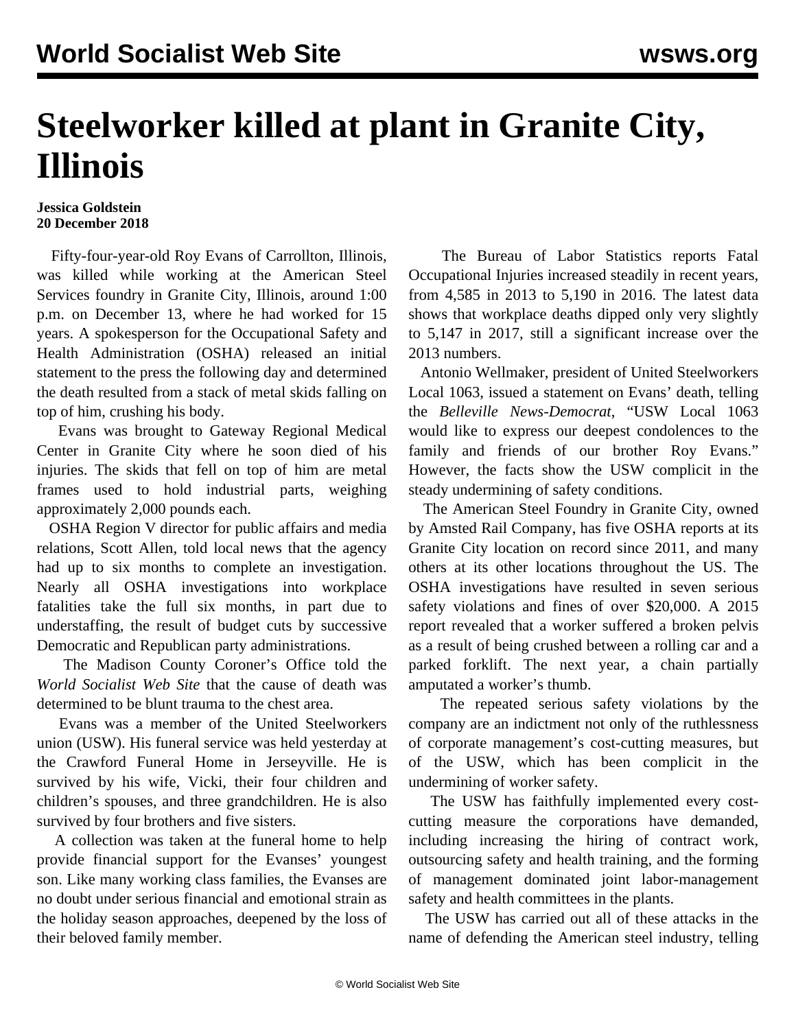# Steelworker killed at plant in Granite City, Illinois

**Jessica Goldstein**
**20 December 2018**

Fifty-four-year-old Roy Evans of Carrollton, Illinois, was killed while working at the American Steel Services foundry in Granite City, Illinois, around 1:00 p.m. on December 13, where he had worked for 15 years. A spokesperson for the Occupational Safety and Health Administration (OSHA) released an initial statement to the press the following day and determined the death resulted from a stack of metal skids falling on top of him, crushing his body.

Evans was brought to Gateway Regional Medical Center in Granite City where he soon died of his injuries. The skids that fell on top of him are metal frames used to hold industrial parts, weighing approximately 2,000 pounds each.

OSHA Region V director for public affairs and media relations, Scott Allen, told local news that the agency had up to six months to complete an investigation. Nearly all OSHA investigations into workplace fatalities take the full six months, in part due to understaffing, the result of budget cuts by successive Democratic and Republican party administrations.

The Madison County Coroner's Office told the *World Socialist Web Site* that the cause of death was determined to be blunt trauma to the chest area.

Evans was a member of the United Steelworkers union (USW). His funeral service was held yesterday at the Crawford Funeral Home in Jerseyville. He is survived by his wife, Vicki, their four children and children's spouses, and three grandchildren. He is also survived by four brothers and five sisters.

A collection was taken at the funeral home to help provide financial support for the Evanses' youngest son. Like many working class families, the Evanses are no doubt under serious financial and emotional strain as the holiday season approaches, deepened by the loss of their beloved family member.

The Bureau of Labor Statistics reports Fatal Occupational Injuries increased steadily in recent years, from 4,585 in 2013 to 5,190 in 2016. The latest data shows that workplace deaths dipped only very slightly to 5,147 in 2017, still a significant increase over the 2013 numbers.

Antonio Wellmaker, president of United Steelworkers Local 1063, issued a statement on Evans' death, telling the *Belleville News-Democrat*, "USW Local 1063 would like to express our deepest condolences to the family and friends of our brother Roy Evans." However, the facts show the USW complicit in the steady undermining of safety conditions.

The American Steel Foundry in Granite City, owned by Amsted Rail Company, has five OSHA reports at its Granite City location on record since 2011, and many others at its other locations throughout the US. The OSHA investigations have resulted in seven serious safety violations and fines of over $20,000. A 2015 report revealed that a worker suffered a broken pelvis as a result of being crushed between a rolling car and a parked forklift. The next year, a chain partially amputated a worker's thumb.

The repeated serious safety violations by the company are an indictment not only of the ruthlessness of corporate management's cost-cutting measures, but of the USW, which has been complicit in the undermining of worker safety.

The USW has faithfully implemented every cost-cutting measure the corporations have demanded, including increasing the hiring of contract work, outsourcing safety and health training, and the forming of management dominated joint labor-management safety and health committees in the plants.

The USW has carried out all of these attacks in the name of defending the American steel industry, telling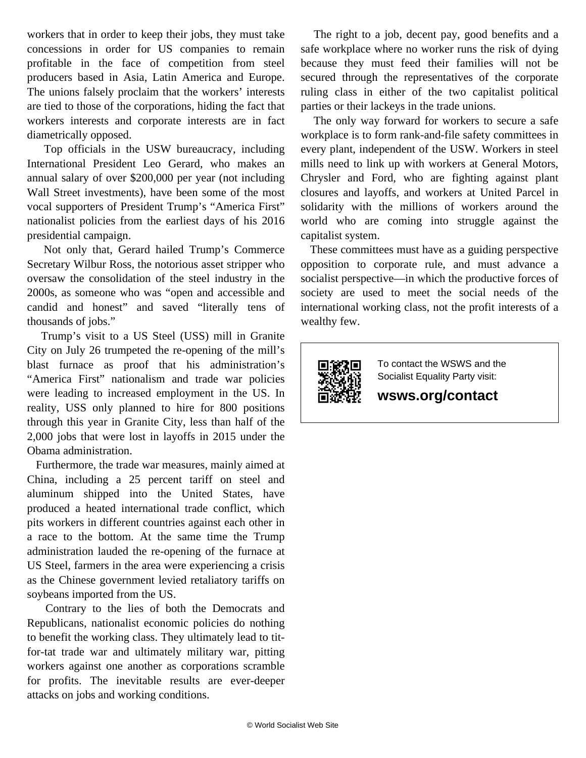workers that in order to keep their jobs, they must take concessions in order for US companies to remain profitable in the face of competition from steel producers based in Asia, Latin America and Europe. The unions falsely proclaim that the workers' interests are tied to those of the corporations, hiding the fact that workers interests and corporate interests are in fact diametrically opposed.

Top officials in the USW bureaucracy, including International President Leo Gerard, who makes an annual salary of over $200,000 per year (not including Wall Street investments), have been some of the most vocal supporters of President Trump's "America First" nationalist policies from the earliest days of his 2016 presidential campaign.

Not only that, Gerard hailed Trump's Commerce Secretary Wilbur Ross, the notorious asset stripper who oversaw the consolidation of the steel industry in the 2000s, as someone who was "open and accessible and candid and honest" and saved "literally tens of thousands of jobs."

Trump's visit to a US Steel (USS) mill in Granite City on July 26 trumpeted the re-opening of the mill's blast furnace as proof that his administration's "America First" nationalism and trade war policies were leading to increased employment in the US. In reality, USS only planned to hire for 800 positions through this year in Granite City, less than half of the 2,000 jobs that were lost in layoffs in 2015 under the Obama administration.

Furthermore, the trade war measures, mainly aimed at China, including a 25 percent tariff on steel and aluminum shipped into the United States, have produced a heated international trade conflict, which pits workers in different countries against each other in a race to the bottom. At the same time the Trump administration lauded the re-opening of the furnace at US Steel, farmers in the area were experiencing a crisis as the Chinese government levied retaliatory tariffs on soybeans imported from the US.

Contrary to the lies of both the Democrats and Republicans, nationalist economic policies do nothing to benefit the working class. They ultimately lead to tit-for-tat trade war and ultimately military war, pitting workers against one another as corporations scramble for profits. The inevitable results are ever-deeper attacks on jobs and working conditions.

The right to a job, decent pay, good benefits and a safe workplace where no worker runs the risk of dying because they must feed their families will not be secured through the representatives of the corporate ruling class in either of the two capitalist political parties or their lackeys in the trade unions.

The only way forward for workers to secure a safe workplace is to form rank-and-file safety committees in every plant, independent of the USW. Workers in steel mills need to link up with workers at General Motors, Chrysler and Ford, who are fighting against plant closures and layoffs, and workers at United Parcel in solidarity with the millions of workers around the world who are coming into struggle against the capitalist system.

These committees must have as a guiding perspective opposition to corporate rule, and must advance a socialist perspective—in which the productive forces of society are used to meet the social needs of the international working class, not the profit interests of a wealthy few.

To contact the WSWS and the Socialist Equality Party visit:

**wsws.org/contact**